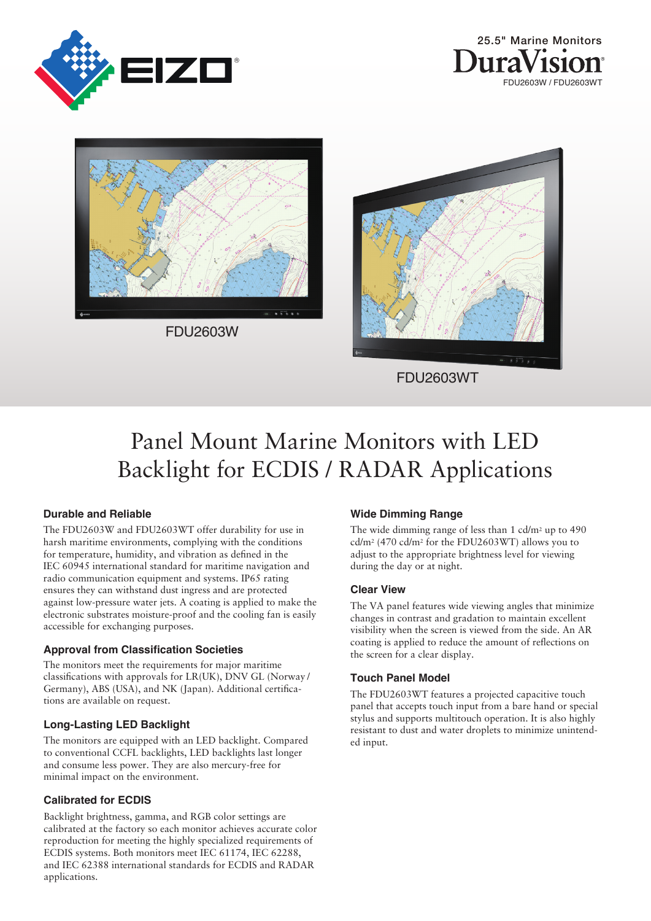EIZO®

25.5" Marine Monitors

DuraVision®

FDU2603W / FDU2603WT

FDU2603W

FDU2603WT

# Panel Mount Marine Monitors with LED Backlight for ECDIS / RADAR Applications

### Durable and Reliable

The FDU2603W and FDU2603WT offer durability for use in harsh maritime environments, complying with the conditions for temperature, humidity, and vibration as defined in the IEC 60945 international standard for maritime navigation and radio communication equipment and systems. IP65 rating ensures they can withstand dust ingress and are protected against low-pressure water jets. A coating is applied to make the electronic substrates moisture-proof and the cooling fan is easily accessible for exchanging purposes.

### Approval from Classification Societies

The monitors meet the requirements for major maritime classifications with approvals for LR(UK), DNV GL (Norway / Germany), ABS (USA), and NK (Japan). Additional certifications are available on request.

### Long-Lasting LED Backlight

The monitors are equipped with an LED backlight. Compared to conventional CCFL backlights, LED backlights last longer and consume less power. They are also mercury-free for minimal impact on the environment.

### Calibrated for ECDIS

Backlight brightness, gamma, and RGB color settings are calibrated at the factory so each monitor achieves accurate color reproduction for meeting the highly specialized requirements of ECDIS systems. Both monitors meet IEC 61174, IEC 62288, and IEC 62388 international standards for ECDIS and RADAR applications.

### Wide Dimming Range

The wide dimming range of less than 1 cd/m$^2$ up to 490 cd/m$^2$ (470 cd/m$^2$ for the FDU2603WT) allows you to adjust to the appropriate brightness level for viewing during the day or at night.

### Clear View

The VA panel features wide viewing angles that minimize changes in contrast and gradation to maintain excellent visibility when the screen is viewed from the side. An AR coating is applied to reduce the amount of reflections on the screen for a clear display.

### Touch Panel Model

The FDU2603WT features a projected capacitive touch panel that accepts touch input from a bare hand or special stylus and supports multitouch operation. It is also highly resistant to dust and water droplets to minimize unintended input.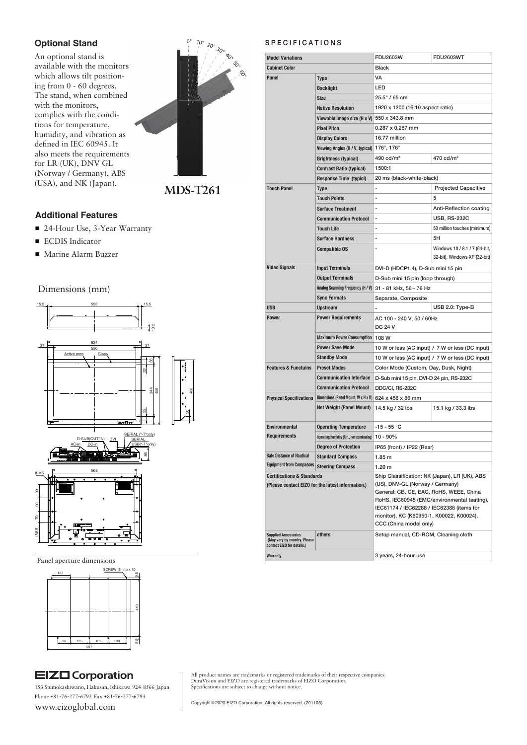## Optional Stand

An optional stand is available with the monitors which allows tilt positioning from 0 - 60 degrees. The stand, when combined with the monitors, complies with the conditions for temperature, humidity, and vibration as defined in IEC 60945. It also meets the requirements for LR (UK), DNV GL (Norway / Germany), ABS (USA), and NK (Japan).

0° 10° 20° 30° 40° 50° 60°

MDS-T261

## Additional Features

- 24-Hour Use, 3-Year Warranty
- ECDIS Indicator
- Marine Alarm Buzzer

## Dimensions (mm)

15.5 593 15.5
13.5

37 624 37
550
Active area Glass
56
32
344 456
32
406
30

D-SUB(OUT/IN) DVI SERIAL (*-T only)
AC-in DC-in USB(*-T only)
86

8-M6 562
90
90
70
138.5

Panel aperture dimensions

133 SCREW (5mm) x 10
9.5
410
9.5
90 135 135 133
597

## SPECIFICATIONS

| Model Variations | | FDU2603W | FDU2603WT |
|---|---|---|---|
| Cabinet Color | | Black | |
| Panel | Type | VA | |
| | Backlight | LED | |
| | Size | 25.5" / 65 cm | |
| | Native Resolution | 1920 x 1200 (16:10 aspect ratio) | |
| | Viewable Image size (H x V) | 550 x 343.8 mm | |
| | Pixel Pitch | 0.287 x 0.287 mm | |
| | Display Colors | 16.77 million | |
| | Viewing Angles (H / V, typical) | 176°, 176° | |
| | Brightness (typical) | 490 cd/m² | 470 cd/m² |
| | Contrast Ratio (typical) | 1500:1 | |
| | Response Time (typicl) | 20 ms (black-white-black) | |
| Touch Panel | Type | - | Projected Capacitive |
| | Touch Points | - | 5 |
| | Surface Treatment | - | Anti-Reflection coating |
| | Communication Protocol | - | USB, RS-232C |
| | Touch Life | - | 50 million touches (minimum) |
| | Surface Hardness | - | 5H |
| | Compatible OS | - | Windows 10 / 8.1 / 7 (64-bit, 32-bit), Windows XP (32-bit) |
| Video Signals | Input Terminals | DVI-D (HDCP1.4), D-Sub mini 15 pin | |
| | Output Terminals | D-Sub mini 15 pin (loop through) | |
| | Analog Scanning Frequency (H / V) | 31 - 81 kHz, 56 - 76 Hz | |
| | Sync Formats | Separate, Composite | |
| USB | Upstream | - | USB 2.0: Type-B |
| Power | Power Requirements | AC 100 - 240 V, 50 / 60Hz<br>DC 24 V | |
| | Maximum Power Consumption | 108 W | |
| | Power Save Mode | 10 W or less (AC input) / 7 W or less (DC input) | |
| | Standby Mode | 10 W or less (AC input) / 7 W or less (DC input) | |
| Features & Functuins | Preset Modes | Color Mode (Custom, Day, Dusk, Night) | |
| | Communication Interface | D-Sub mini 15 pin, DVI-D 24 pin, RS-232C | |
| | Communication Protocol | DDC/CI, RS-232C | |
| Physical Specifications | Dimensions (Panel Mount, W x H x D) | 624 x 456 x 86 mm | |
| | Net Weight (Panel Mount) | 14.5 kg / 32 lbs | 15.1 kg / 33.3 lbs |
| Environmental Requirements | Operating Temperature | -15 - 55 °C | |
| | Operating Humidity (R.H., non condensing) | 10 - 90% | |
| | Degree of Protection | IP65 (front) / IP22 (Rear) | |
| Safe Distance of Nautical Equipment from Compasses | Standard Compass | 1.85 m | |
| | Steering Compass | 1.20 m | |
| Certifications & Standards (Please contact EIZO for the latest information.) | | Ship Classification: NK (Japan), LR (UK), ABS (US), DNV-GL (Norway / Germany)<br>General: CB, CE, EAC, RoHS, WEEE, China RoHS, IEC60945 (EMC/environmental teating), IEC61174 / IEC62288 / IEC62388 (items for monitor), KC (K60950-1, K00022, K00024), CCC (China model only) | |
| Supplied Accessories (May vary by country. Please contact EIZO for details.) | others | Setup manual, CD-ROM, Cleaning cloth | |
| Warranty | | 3 years, 24-hour use | |

**EIZO Corporation**

153 Shimokashiwano, Hakusan, Ishikawa 924-8566 Japan
Phone +81-76-277-6792 Fax +81-76-277-6793
www.eizoglobal.com

All product names are trademarks or registered trademarks of their respective companies.
DuraVision and EIZO are registered trademarks of EIZO Corporation.
Specifications are subject to change without notice.

Copyright© 2020 EIZO Corporation. All rights reserved. (201103)